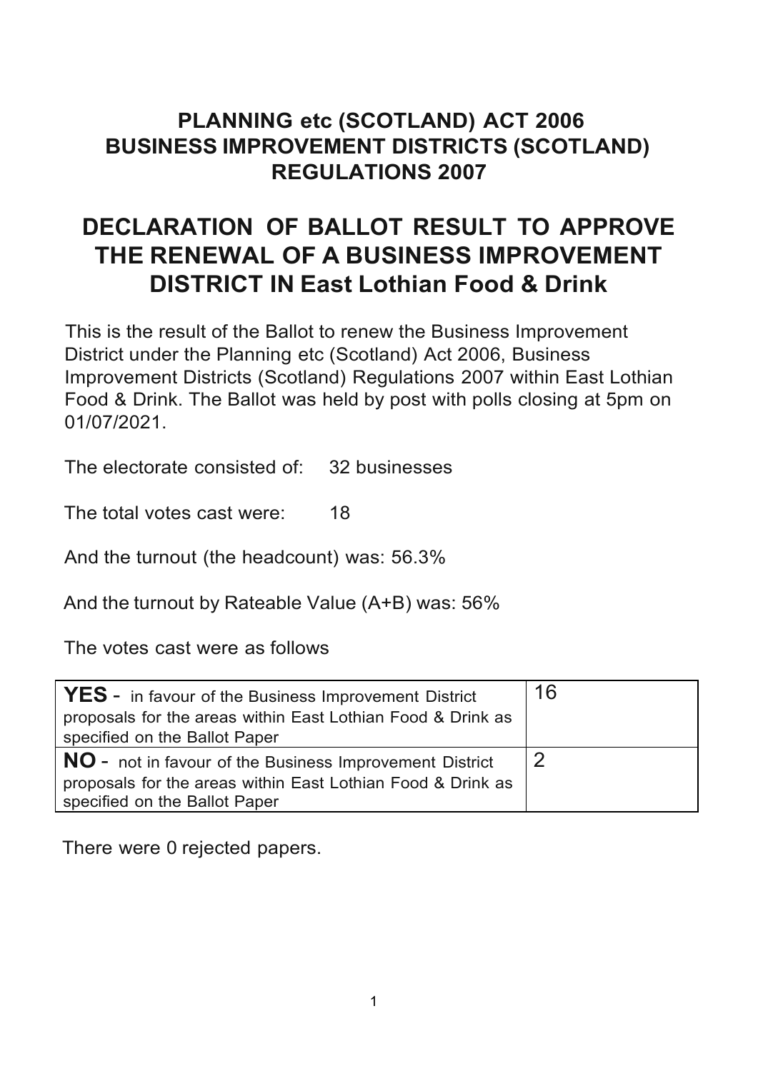## PLANNING etc (SCOTLAND) ACT 2006
## BUSINESS IMPROVEMENT DISTRICTS (SCOTLAND) REGULATIONS 2007

# DECLARATION OF BALLOT RESULT TO APPROVE THE RENEWAL OF A BUSINESS IMPROVEMENT DISTRICT IN East Lothian Food & Drink

This is the result of the Ballot to renew the Business Improvement District under the Planning etc (Scotland) Act 2006, Business Improvement Districts (Scotland) Regulations 2007 within East Lothian Food & Drink. The Ballot was held by post with polls closing at 5pm on 01/07/2021.

The electorate consisted of: 32 businesses

The total votes cast were: 18

And the turnout (the headcount) was: 56.3%

And the turnout by Rateable Value (A+B) was: 56%

The votes cast were as follows

| | |
|---|---|
| **YES** - in favour of the Business Improvement District proposals for the areas within East Lothian Food & Drink as specified on the Ballot Paper | 16 |
| **NO** - not in favour of the Business Improvement District proposals for the areas within East Lothian Food & Drink as specified on the Ballot Paper | 2 |

There were 0 rejected papers.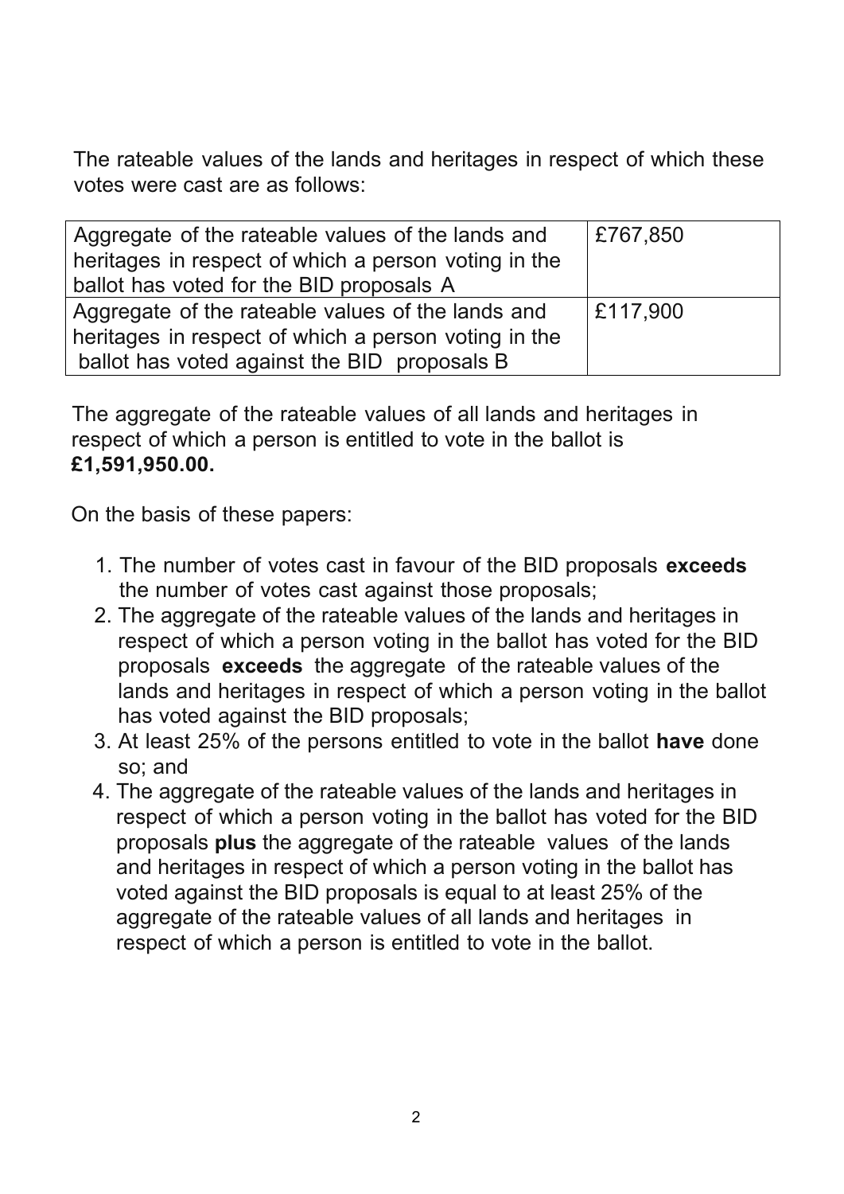The rateable values of the lands and heritages in respect of which these votes were cast are as follows:

| | |
|---|---|
| Aggregate of the rateable values of the lands and heritages in respect of which a person voting in the ballot has voted for the BID proposals A | £767,850 |
| Aggregate of the rateable values of the lands and heritages in respect of which a person voting in the ballot has voted against the BID proposals B | £117,900 |

The aggregate of the rateable values of all lands and heritages in respect of which a person is entitled to vote in the ballot is **£1,591,950.00.**

On the basis of these papers:

1. The number of votes cast in favour of the BID proposals **exceeds** the number of votes cast against those proposals;
2. The aggregate of the rateable values of the lands and heritages in respect of which a person voting in the ballot has voted for the BID proposals **exceeds** the aggregate of the rateable values of the lands and heritages in respect of which a person voting in the ballot has voted against the BID proposals;
3. At least 25% of the persons entitled to vote in the ballot **have** done so; and
4. The aggregate of the rateable values of the lands and heritages in respect of which a person voting in the ballot has voted for the BID proposals **plus** the aggregate of the rateable values of the lands and heritages in respect of which a person voting in the ballot has voted against the BID proposals is equal to at least 25% of the aggregate of the rateable values of all lands and heritages in respect of which a person is entitled to vote in the ballot.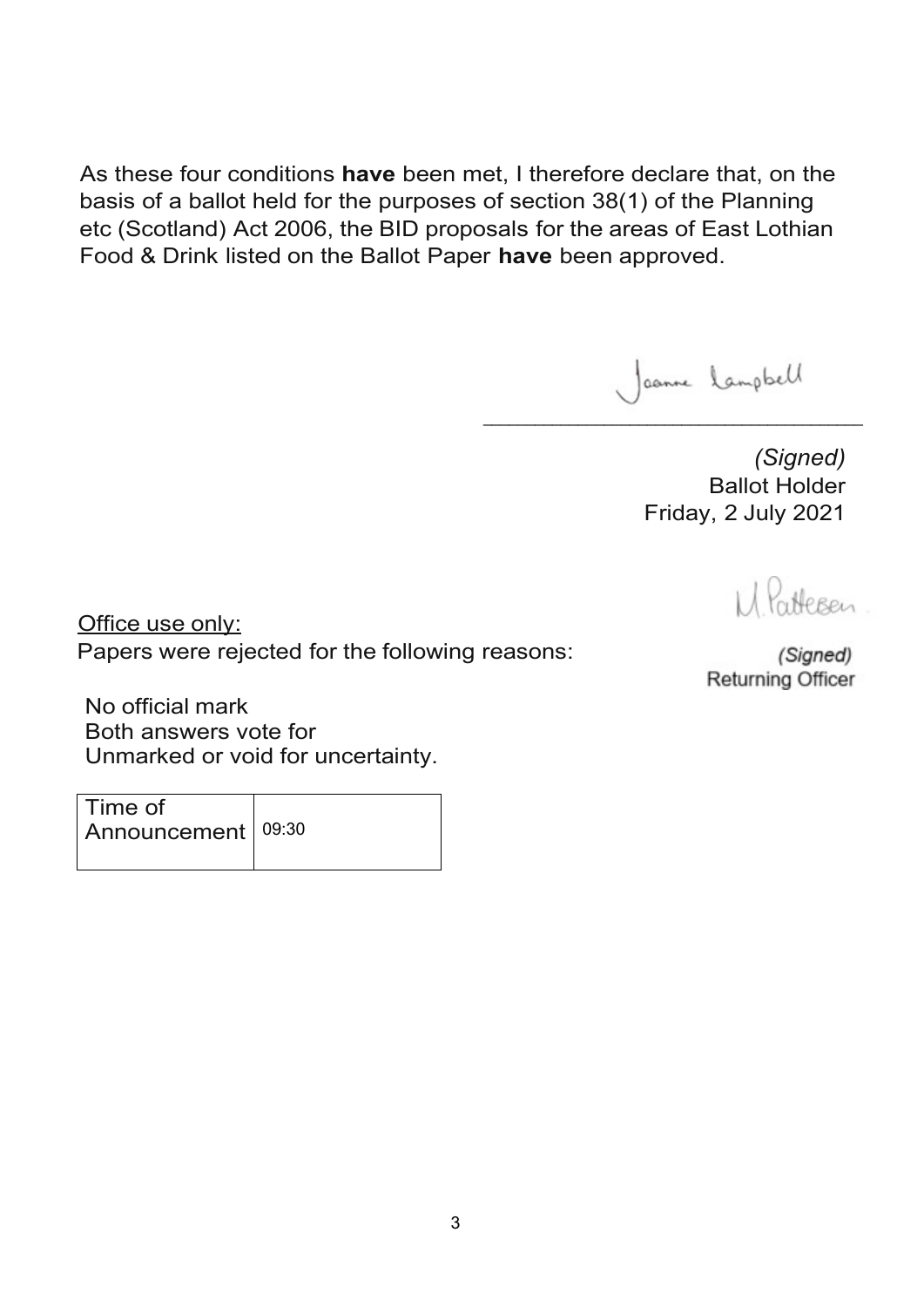As these four conditions **have** been met, I therefore declare that, on the basis of a ballot held for the purposes of section 38(1) of the Planning etc (Scotland) Act 2006, the BID proposals for the areas of East Lothian Food & Drink listed on the Ballot Paper **have** been approved.

Joanne Campbell

*(Signed)*
Ballot Holder
Friday, 2 July 2021

M Patterson

*(Signed)*
Returning Officer

Office use only:
Papers were rejected for the following reasons:

No official mark
Both answers vote for
Unmarked or void for uncertainty.

| | |
|---|---|
| Time of Announcement | 09:30 |